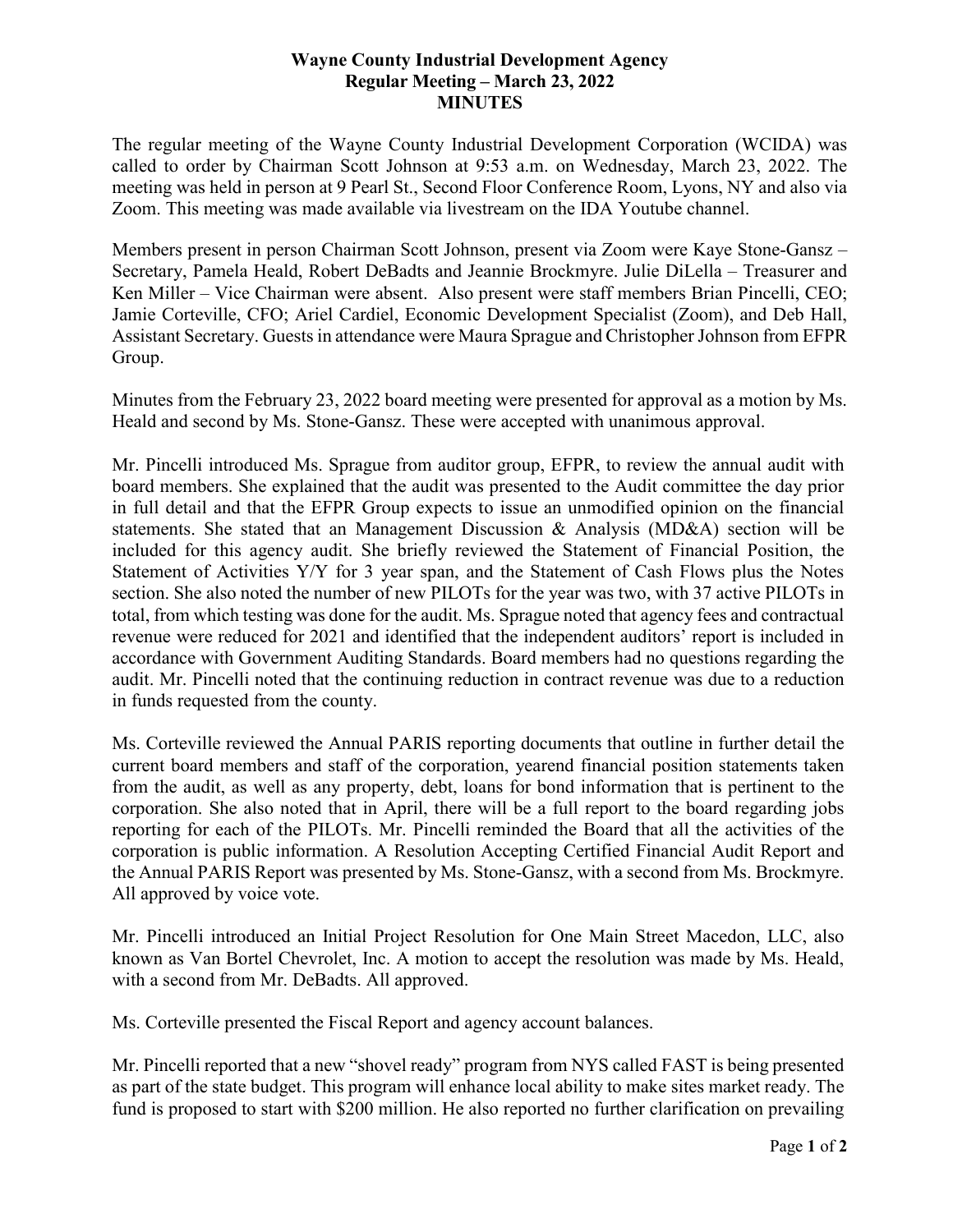# Wayne County Industrial Development Agency
## Regular Meeting – March 23, 2022
## MINUTES

The regular meeting of the Wayne County Industrial Development Corporation (WCIDA) was called to order by Chairman Scott Johnson at 9:53 a.m. on Wednesday, March 23, 2022. The meeting was held in person at 9 Pearl St., Second Floor Conference Room, Lyons, NY and also via Zoom. This meeting was made available via livestream on the IDA Youtube channel.

Members present in person Chairman Scott Johnson, present via Zoom were Kaye Stone-Gansz – Secretary, Pamela Heald, Robert DeBadts and Jeannie Brockmyre. Julie DiLella – Treasurer and Ken Miller – Vice Chairman were absent. Also present were staff members Brian Pincelli, CEO; Jamie Corteville, CFO; Ariel Cardiel, Economic Development Specialist (Zoom), and Deb Hall, Assistant Secretary. Guests in attendance were Maura Sprague and Christopher Johnson from EFPR Group.

Minutes from the February 23, 2022 board meeting were presented for approval as a motion by Ms. Heald and second by Ms. Stone-Gansz. These were accepted with unanimous approval.

Mr. Pincelli introduced Ms. Sprague from auditor group, EFPR, to review the annual audit with board members. She explained that the audit was presented to the Audit committee the day prior in full detail and that the EFPR Group expects to issue an unmodified opinion on the financial statements. She stated that an Management Discussion & Analysis (MD&A) section will be included for this agency audit. She briefly reviewed the Statement of Financial Position, the Statement of Activities Y/Y for 3 year span, and the Statement of Cash Flows plus the Notes section. She also noted the number of new PILOTs for the year was two, with 37 active PILOTs in total, from which testing was done for the audit. Ms. Sprague noted that agency fees and contractual revenue were reduced for 2021 and identified that the independent auditors' report is included in accordance with Government Auditing Standards. Board members had no questions regarding the audit. Mr. Pincelli noted that the continuing reduction in contract revenue was due to a reduction in funds requested from the county.

Ms. Corteville reviewed the Annual PARIS reporting documents that outline in further detail the current board members and staff of the corporation, yearend financial position statements taken from the audit, as well as any property, debt, loans for bond information that is pertinent to the corporation. She also noted that in April, there will be a full report to the board regarding jobs reporting for each of the PILOTs. Mr. Pincelli reminded the Board that all the activities of the corporation is public information. A Resolution Accepting Certified Financial Audit Report and the Annual PARIS Report was presented by Ms. Stone-Gansz, with a second from Ms. Brockmyre. All approved by voice vote.

Mr. Pincelli introduced an Initial Project Resolution for One Main Street Macedon, LLC, also known as Van Bortel Chevrolet, Inc. A motion to accept the resolution was made by Ms. Heald, with a second from Mr. DeBadts. All approved.

Ms. Corteville presented the Fiscal Report and agency account balances.

Mr. Pincelli reported that a new "shovel ready" program from NYS called FAST is being presented as part of the state budget. This program will enhance local ability to make sites market ready. The fund is proposed to start with $200 million. He also reported no further clarification on prevailing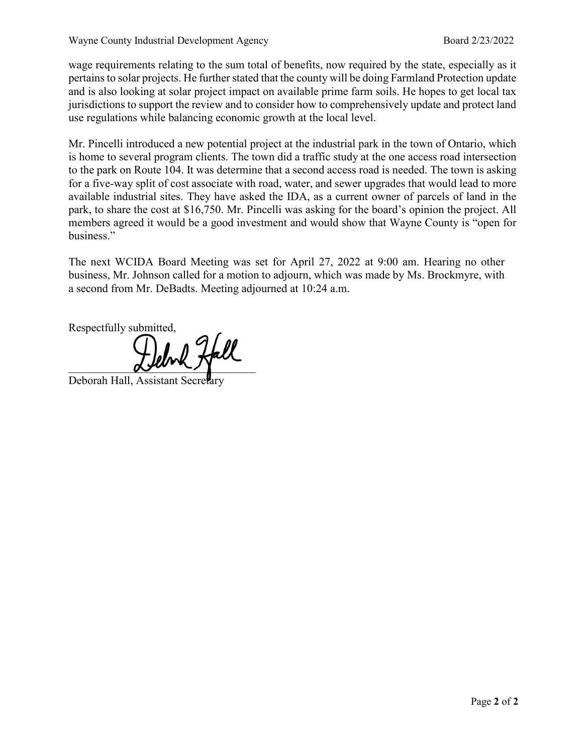wage requirements relating to the sum total of benefits, now required by the state, especially as it pertains to solar projects. He further stated that the county will be doing Farmland Protection update and is also looking at solar project impact on available prime farm soils. He hopes to get local tax jurisdictions to support the review and to consider how to comprehensively update and protect land use regulations while balancing economic growth at the local level.

Mr. Pincelli introduced a new potential project at the industrial park in the town of Ontario, which is home to several program clients. The town did a traffic study at the one access road intersection to the park on Route 104. It was determine that a second access road is needed. The town is asking for a five-way split of cost associate with road, water, and sewer upgrades that would lead to more available industrial sites. They have asked the IDA, as a current owner of parcels of land in the park, to share the cost at $16,750. Mr. Pincelli was asking for the board's opinion the project. All members agreed it would be a good investment and would show that Wayne County is "open for business."

The next WCIDA Board Meeting was set for April 27, 2022 at 9:00 am. Hearing no other business, Mr. Johnson called for a motion to adjourn, which was made by Ms. Brockmyre, with a second from Mr. DeBadts. Meeting adjourned at 10:24 a.m.

Respectfully submitted,

Deborah Hall, Assistant Secretary